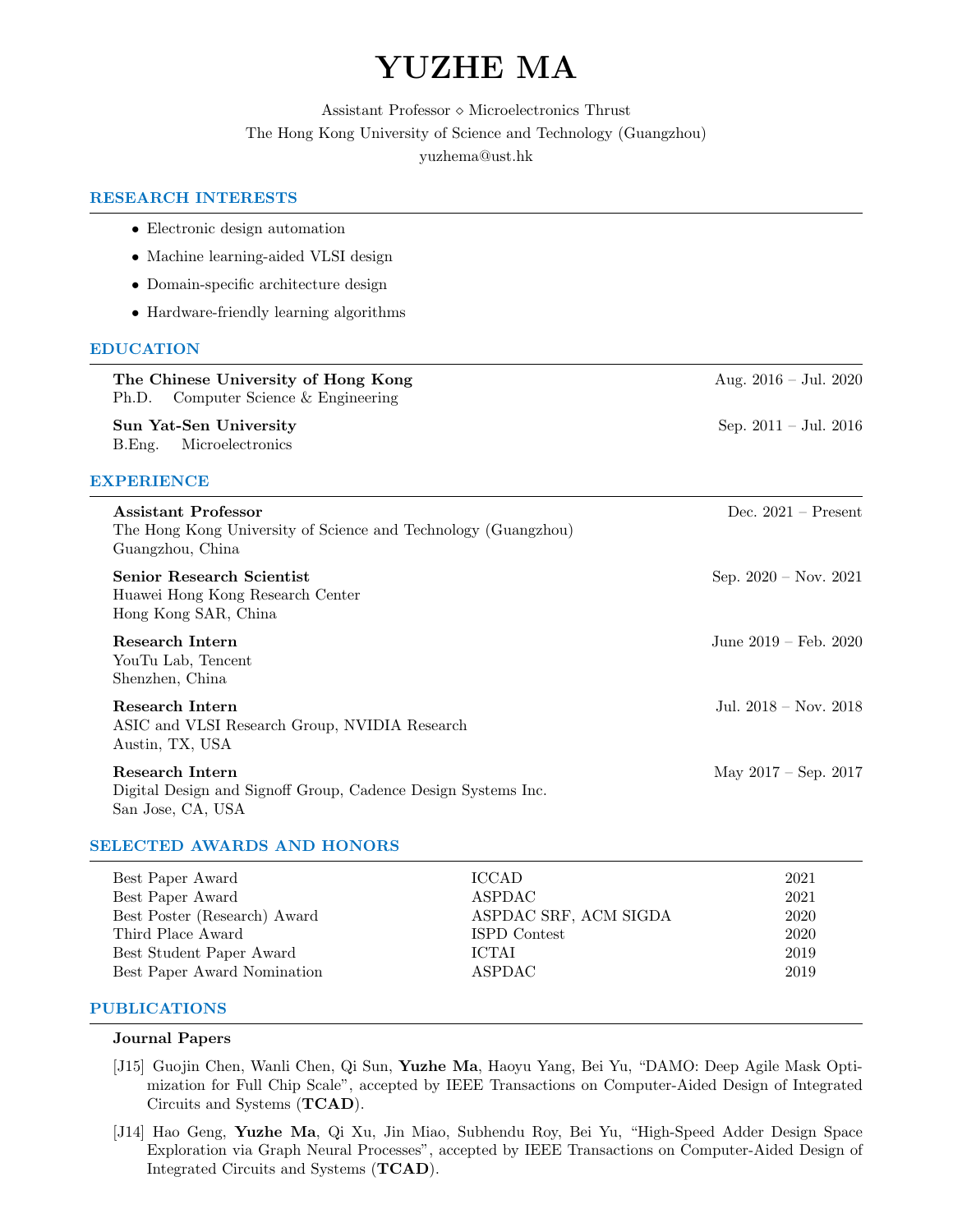# YUZHE MA

Assistant Professor ⋄ Microelectronics Thrust
The Hong Kong University of Science and Technology (Guangzhou)
yuzhema@ust.hk

## RESEARCH INTERESTS

- Electronic design automation
- Machine learning-aided VLSI design
- Domain-specific architecture design
- Hardware-friendly learning algorithms

## EDUCATION

**The Chinese University of Hong Kong** — Aug. 2016 – Jul. 2020
Ph.D. Computer Science & Engineering

**Sun Yat-Sen University** — Sep. 2011 – Jul. 2016
B.Eng. Microelectronics

## EXPERIENCE

**Assistant Professor** — Dec. 2021 – Present
The Hong Kong University of Science and Technology (Guangzhou)
Guangzhou, China

**Senior Research Scientist** — Sep. 2020 – Nov. 2021
Huawei Hong Kong Research Center
Hong Kong SAR, China

**Research Intern** — June 2019 – Feb. 2020
YouTu Lab, Tencent
Shenzhen, China

**Research Intern** — Jul. 2018 – Nov. 2018
ASIC and VLSI Research Group, NVIDIA Research
Austin, TX, USA

**Research Intern** — May 2017 – Sep. 2017
Digital Design and Signoff Group, Cadence Design Systems Inc.
San Jose, CA, USA

## SELECTED AWARDS AND HONORS

| Award | Venue | Year |
|---|---|---|
| Best Paper Award | ICCAD | 2021 |
| Best Paper Award | ASPDAC | 2021 |
| Best Poster (Research) Award | ASPDAC SRF, ACM SIGDA | 2020 |
| Third Place Award | ISPD Contest | 2020 |
| Best Student Paper Award | ICTAI | 2019 |
| Best Paper Award Nomination | ASPDAC | 2019 |

## PUBLICATIONS

### Journal Papers

[J15] Guojin Chen, Wanli Chen, Qi Sun, **Yuzhe Ma**, Haoyu Yang, Bei Yu, "DAMO: Deep Agile Mask Optimization for Full Chip Scale", accepted by IEEE Transactions on Computer-Aided Design of Integrated Circuits and Systems (**TCAD**).

[J14] Hao Geng, **Yuzhe Ma**, Qi Xu, Jin Miao, Subhendu Roy, Bei Yu, "High-Speed Adder Design Space Exploration via Graph Neural Processes", accepted by IEEE Transactions on Computer-Aided Design of Integrated Circuits and Systems (**TCAD**).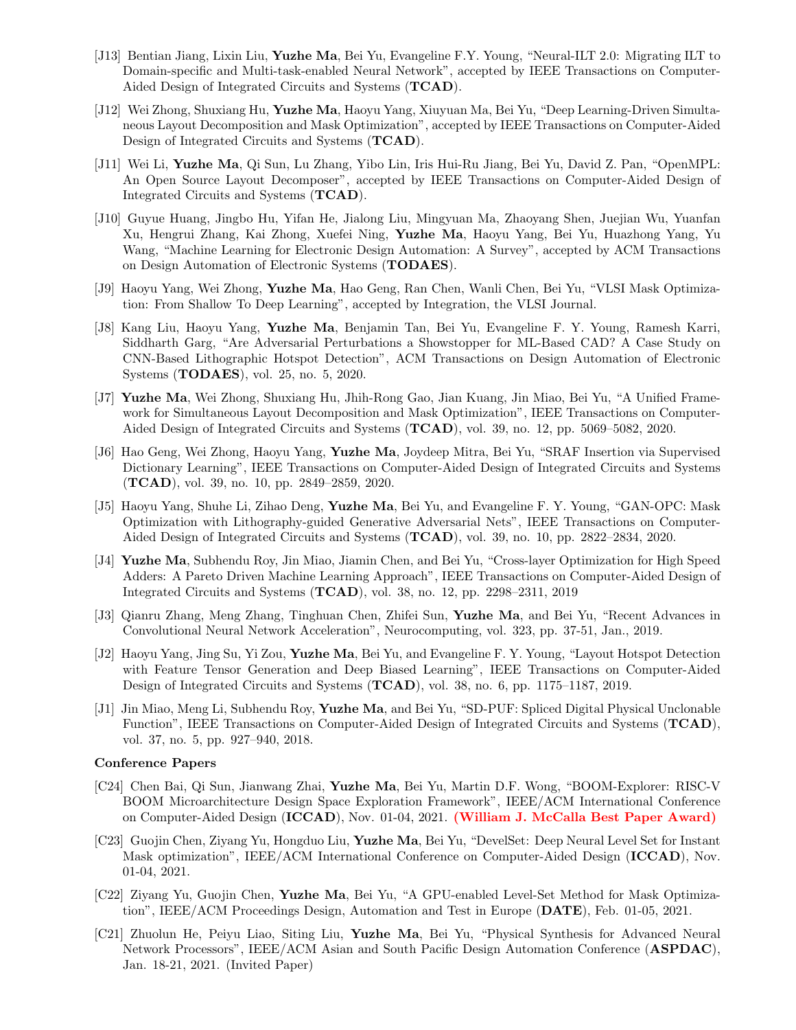- [J13] Bentian Jiang, Lixin Liu, **Yuzhe Ma**, Bei Yu, Evangeline F.Y. Young, "Neural-ILT 2.0: Migrating ILT to Domain-specific and Multi-task-enabled Neural Network", accepted by IEEE Transactions on Computer-Aided Design of Integrated Circuits and Systems (**TCAD**).
- [J12] Wei Zhong, Shuxiang Hu, **Yuzhe Ma**, Haoyu Yang, Xiuyuan Ma, Bei Yu, "Deep Learning-Driven Simultaneous Layout Decomposition and Mask Optimization", accepted by IEEE Transactions on Computer-Aided Design of Integrated Circuits and Systems (**TCAD**).
- [J11] Wei Li, **Yuzhe Ma**, Qi Sun, Lu Zhang, Yibo Lin, Iris Hui-Ru Jiang, Bei Yu, David Z. Pan, "OpenMPL: An Open Source Layout Decomposer", accepted by IEEE Transactions on Computer-Aided Design of Integrated Circuits and Systems (**TCAD**).
- [J10] Guyue Huang, Jingbo Hu, Yifan He, Jialong Liu, Mingyuan Ma, Zhaoyang Shen, Juejian Wu, Yuanfan Xu, Hengrui Zhang, Kai Zhong, Xuefei Ning, **Yuzhe Ma**, Haoyu Yang, Bei Yu, Huazhong Yang, Yu Wang, "Machine Learning for Electronic Design Automation: A Survey", accepted by ACM Transactions on Design Automation of Electronic Systems (**TODAES**).
- [J9] Haoyu Yang, Wei Zhong, **Yuzhe Ma**, Hao Geng, Ran Chen, Wanli Chen, Bei Yu, "VLSI Mask Optimization: From Shallow To Deep Learning", accepted by Integration, the VLSI Journal.
- [J8] Kang Liu, Haoyu Yang, **Yuzhe Ma**, Benjamin Tan, Bei Yu, Evangeline F. Y. Young, Ramesh Karri, Siddharth Garg, "Are Adversarial Perturbations a Showstopper for ML-Based CAD? A Case Study on CNN-Based Lithographic Hotspot Detection", ACM Transactions on Design Automation of Electronic Systems (**TODAES**), vol. 25, no. 5, 2020.
- [J7] **Yuzhe Ma**, Wei Zhong, Shuxiang Hu, Jhih-Rong Gao, Jian Kuang, Jin Miao, Bei Yu, "A Unified Framework for Simultaneous Layout Decomposition and Mask Optimization", IEEE Transactions on Computer-Aided Design of Integrated Circuits and Systems (**TCAD**), vol. 39, no. 12, pp. 5069–5082, 2020.
- [J6] Hao Geng, Wei Zhong, Haoyu Yang, **Yuzhe Ma**, Joydeep Mitra, Bei Yu, "SRAF Insertion via Supervised Dictionary Learning", IEEE Transactions on Computer-Aided Design of Integrated Circuits and Systems (**TCAD**), vol. 39, no. 10, pp. 2849–2859, 2020.
- [J5] Haoyu Yang, Shuhe Li, Zihao Deng, **Yuzhe Ma**, Bei Yu, and Evangeline F. Y. Young, "GAN-OPC: Mask Optimization with Lithography-guided Generative Adversarial Nets", IEEE Transactions on Computer-Aided Design of Integrated Circuits and Systems (**TCAD**), vol. 39, no. 10, pp. 2822–2834, 2020.
- [J4] **Yuzhe Ma**, Subhendu Roy, Jin Miao, Jiamin Chen, and Bei Yu, "Cross-layer Optimization for High Speed Adders: A Pareto Driven Machine Learning Approach", IEEE Transactions on Computer-Aided Design of Integrated Circuits and Systems (**TCAD**), vol. 38, no. 12, pp. 2298–2311, 2019
- [J3] Qianru Zhang, Meng Zhang, Tinghuan Chen, Zhifei Sun, **Yuzhe Ma**, and Bei Yu, "Recent Advances in Convolutional Neural Network Acceleration", Neurocomputing, vol. 323, pp. 37-51, Jan., 2019.
- [J2] Haoyu Yang, Jing Su, Yi Zou, **Yuzhe Ma**, Bei Yu, and Evangeline F. Y. Young, "Layout Hotspot Detection with Feature Tensor Generation and Deep Biased Learning", IEEE Transactions on Computer-Aided Design of Integrated Circuits and Systems (**TCAD**), vol. 38, no. 6, pp. 1175–1187, 2019.
- [J1] Jin Miao, Meng Li, Subhendu Roy, **Yuzhe Ma**, and Bei Yu, "SD-PUF: Spliced Digital Physical Unclonable Function", IEEE Transactions on Computer-Aided Design of Integrated Circuits and Systems (**TCAD**), vol. 37, no. 5, pp. 927–940, 2018.

**Conference Papers**

- [C24] Chen Bai, Qi Sun, Jianwang Zhai, **Yuzhe Ma**, Bei Yu, Martin D.F. Wong, "BOOM-Explorer: RISC-V BOOM Microarchitecture Design Space Exploration Framework", IEEE/ACM International Conference on Computer-Aided Design (**ICCAD**), Nov. 01-04, 2021. **(William J. McCalla Best Paper Award)**
- [C23] Guojin Chen, Ziyang Yu, Hongduo Liu, **Yuzhe Ma**, Bei Yu, "DevelSet: Deep Neural Level Set for Instant Mask optimization", IEEE/ACM International Conference on Computer-Aided Design (**ICCAD**), Nov. 01-04, 2021.
- [C22] Ziyang Yu, Guojin Chen, **Yuzhe Ma**, Bei Yu, "A GPU-enabled Level-Set Method for Mask Optimization", IEEE/ACM Proceedings Design, Automation and Test in Europe (**DATE**), Feb. 01-05, 2021.
- [C21] Zhuolun He, Peiyu Liao, Siting Liu, **Yuzhe Ma**, Bei Yu, "Physical Synthesis for Advanced Neural Network Processors", IEEE/ACM Asian and South Pacific Design Automation Conference (**ASPDAC**), Jan. 18-21, 2021. (Invited Paper)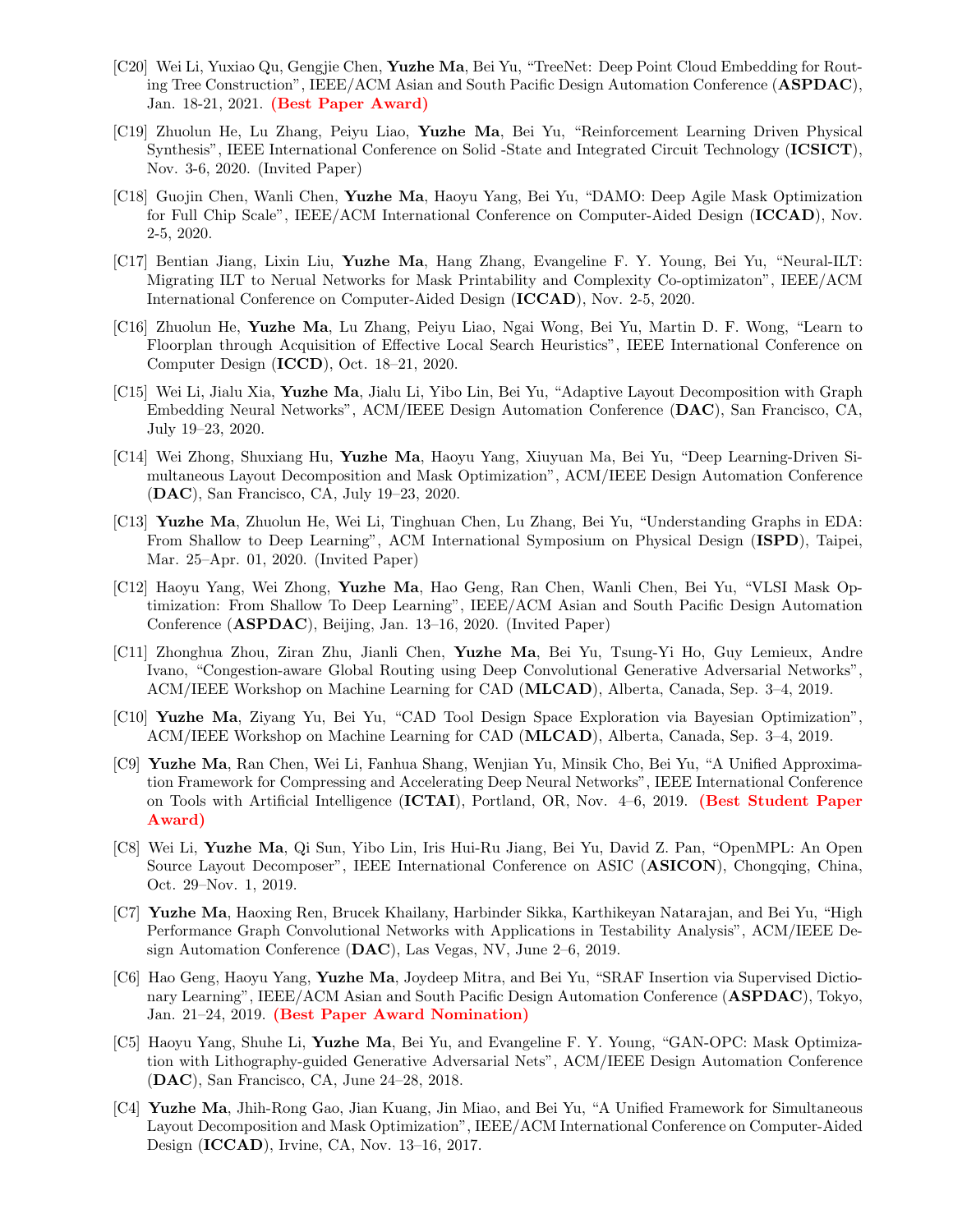- [C20] Wei Li, Yuxiao Qu, Gengjie Chen, **Yuzhe Ma**, Bei Yu, "TreeNet: Deep Point Cloud Embedding for Routing Tree Construction", IEEE/ACM Asian and South Pacific Design Automation Conference (**ASPDAC**), Jan. 18-21, 2021. **(Best Paper Award)**

- [C19] Zhuolun He, Lu Zhang, Peiyu Liao, **Yuzhe Ma**, Bei Yu, "Reinforcement Learning Driven Physical Synthesis", IEEE International Conference on Solid -State and Integrated Circuit Technology (**ICSICT**), Nov. 3-6, 2020. (Invited Paper)

- [C18] Guojin Chen, Wanli Chen, **Yuzhe Ma**, Haoyu Yang, Bei Yu, "DAMO: Deep Agile Mask Optimization for Full Chip Scale", IEEE/ACM International Conference on Computer-Aided Design (**ICCAD**), Nov. 2-5, 2020.

- [C17] Bentian Jiang, Lixin Liu, **Yuzhe Ma**, Hang Zhang, Evangeline F. Y. Young, Bei Yu, "Neural-ILT: Migrating ILT to Nerual Networks for Mask Printability and Complexity Co-optimizaton", IEEE/ACM International Conference on Computer-Aided Design (**ICCAD**), Nov. 2-5, 2020.

- [C16] Zhuolun He, **Yuzhe Ma**, Lu Zhang, Peiyu Liao, Ngai Wong, Bei Yu, Martin D. F. Wong, "Learn to Floorplan through Acquisition of Effective Local Search Heuristics", IEEE International Conference on Computer Design (**ICCD**), Oct. 18–21, 2020.

- [C15] Wei Li, Jialu Xia, **Yuzhe Ma**, Jialu Li, Yibo Lin, Bei Yu, "Adaptive Layout Decomposition with Graph Embedding Neural Networks", ACM/IEEE Design Automation Conference (**DAC**), San Francisco, CA, July 19–23, 2020.

- [C14] Wei Zhong, Shuxiang Hu, **Yuzhe Ma**, Haoyu Yang, Xiuyuan Ma, Bei Yu, "Deep Learning-Driven Simultaneous Layout Decomposition and Mask Optimization", ACM/IEEE Design Automation Conference (**DAC**), San Francisco, CA, July 19–23, 2020.

- [C13] **Yuzhe Ma**, Zhuolun He, Wei Li, Tinghuan Chen, Lu Zhang, Bei Yu, "Understanding Graphs in EDA: From Shallow to Deep Learning", ACM International Symposium on Physical Design (**ISPD**), Taipei, Mar. 25–Apr. 01, 2020. (Invited Paper)

- [C12] Haoyu Yang, Wei Zhong, **Yuzhe Ma**, Hao Geng, Ran Chen, Wanli Chen, Bei Yu, "VLSI Mask Optimization: From Shallow To Deep Learning", IEEE/ACM Asian and South Pacific Design Automation Conference (**ASPDAC**), Beijing, Jan. 13–16, 2020. (Invited Paper)

- [C11] Zhonghua Zhou, Ziran Zhu, Jianli Chen, **Yuzhe Ma**, Bei Yu, Tsung-Yi Ho, Guy Lemieux, Andre Ivano, "Congestion-aware Global Routing using Deep Convolutional Generative Adversarial Networks", ACM/IEEE Workshop on Machine Learning for CAD (**MLCAD**), Alberta, Canada, Sep. 3–4, 2019.

- [C10] **Yuzhe Ma**, Ziyang Yu, Bei Yu, "CAD Tool Design Space Exploration via Bayesian Optimization", ACM/IEEE Workshop on Machine Learning for CAD (**MLCAD**), Alberta, Canada, Sep. 3–4, 2019.

- [C9] **Yuzhe Ma**, Ran Chen, Wei Li, Fanhua Shang, Wenjian Yu, Minsik Cho, Bei Yu, "A Unified Approximation Framework for Compressing and Accelerating Deep Neural Networks", IEEE International Conference on Tools with Artificial Intelligence (**ICTAI**), Portland, OR, Nov. 4–6, 2019. **(Best Student Paper Award)**

- [C8] Wei Li, **Yuzhe Ma**, Qi Sun, Yibo Lin, Iris Hui-Ru Jiang, Bei Yu, David Z. Pan, "OpenMPL: An Open Source Layout Decomposer", IEEE International Conference on ASIC (**ASICON**), Chongqing, China, Oct. 29–Nov. 1, 2019.

- [C7] **Yuzhe Ma**, Haoxing Ren, Brucek Khailany, Harbinder Sikka, Karthikeyan Natarajan, and Bei Yu, "High Performance Graph Convolutional Networks with Applications in Testability Analysis", ACM/IEEE Design Automation Conference (**DAC**), Las Vegas, NV, June 2–6, 2019.

- [C6] Hao Geng, Haoyu Yang, **Yuzhe Ma**, Joydeep Mitra, and Bei Yu, "SRAF Insertion via Supervised Dictionary Learning", IEEE/ACM Asian and South Pacific Design Automation Conference (**ASPDAC**), Tokyo, Jan. 21–24, 2019. **(Best Paper Award Nomination)**

- [C5] Haoyu Yang, Shuhe Li, **Yuzhe Ma**, Bei Yu, and Evangeline F. Y. Young, "GAN-OPC: Mask Optimization with Lithography-guided Generative Adversarial Nets", ACM/IEEE Design Automation Conference (**DAC**), San Francisco, CA, June 24–28, 2018.

- [C4] **Yuzhe Ma**, Jhih-Rong Gao, Jian Kuang, Jin Miao, and Bei Yu, "A Unified Framework for Simultaneous Layout Decomposition and Mask Optimization", IEEE/ACM International Conference on Computer-Aided Design (**ICCAD**), Irvine, CA, Nov. 13–16, 2017.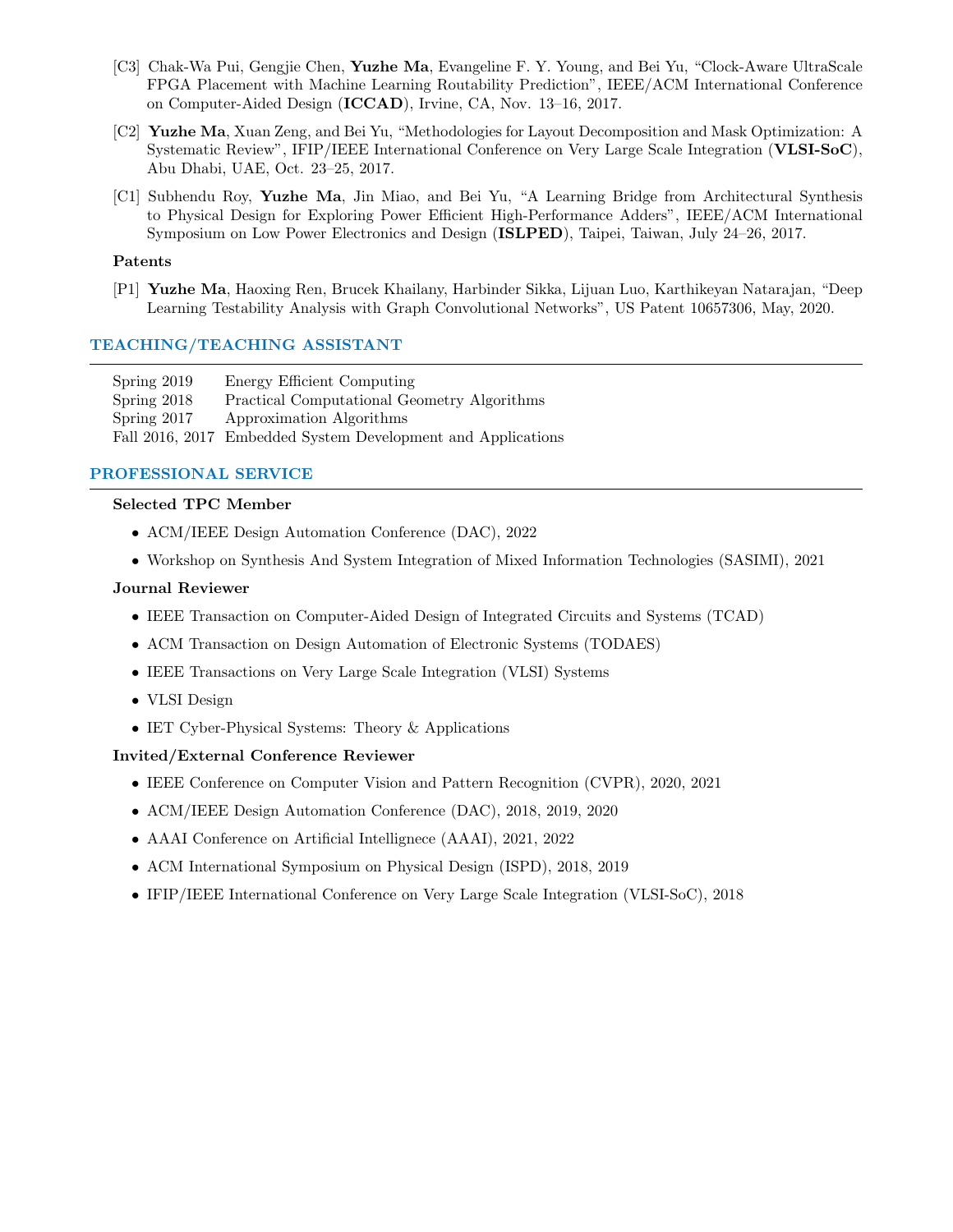- [C3] Chak-Wa Pui, Gengjie Chen, **Yuzhe Ma**, Evangeline F. Y. Young, and Bei Yu, "Clock-Aware UltraScale FPGA Placement with Machine Learning Routability Prediction", IEEE/ACM International Conference on Computer-Aided Design (**ICCAD**), Irvine, CA, Nov. 13–16, 2017.
- [C2] **Yuzhe Ma**, Xuan Zeng, and Bei Yu, "Methodologies for Layout Decomposition and Mask Optimization: A Systematic Review", IFIP/IEEE International Conference on Very Large Scale Integration (**VLSI-SoC**), Abu Dhabi, UAE, Oct. 23–25, 2017.
- [C1] Subhendu Roy, **Yuzhe Ma**, Jin Miao, and Bei Yu, "A Learning Bridge from Architectural Synthesis to Physical Design for Exploring Power Efficient High-Performance Adders", IEEE/ACM International Symposium on Low Power Electronics and Design (**ISLPED**), Taipei, Taiwan, July 24–26, 2017.

**Patents**

- [P1] **Yuzhe Ma**, Haoxing Ren, Brucek Khailany, Harbinder Sikka, Lijuan Luo, Karthikeyan Natarajan, "Deep Learning Testability Analysis with Graph Convolutional Networks", US Patent 10657306, May, 2020.

## TEACHING/TEACHING ASSISTANT

| | |
|---|---|
| Spring 2019 | Energy Efficient Computing |
| Spring 2018 | Practical Computational Geometry Algorithms |
| Spring 2017 | Approximation Algorithms |
| Fall 2016, 2017 | Embedded System Development and Applications |

## PROFESSIONAL SERVICE

**Selected TPC Member**

- ACM/IEEE Design Automation Conference (DAC), 2022
- Workshop on Synthesis And System Integration of Mixed Information Technologies (SASIMI), 2021

**Journal Reviewer**

- IEEE Transaction on Computer-Aided Design of Integrated Circuits and Systems (TCAD)
- ACM Transaction on Design Automation of Electronic Systems (TODAES)
- IEEE Transactions on Very Large Scale Integration (VLSI) Systems
- VLSI Design
- IET Cyber-Physical Systems: Theory & Applications

**Invited/External Conference Reviewer**

- IEEE Conference on Computer Vision and Pattern Recognition (CVPR), 2020, 2021
- ACM/IEEE Design Automation Conference (DAC), 2018, 2019, 2020
- AAAI Conference on Artificial Intellignece (AAAI), 2021, 2022
- ACM International Symposium on Physical Design (ISPD), 2018, 2019
- IFIP/IEEE International Conference on Very Large Scale Integration (VLSI-SoC), 2018